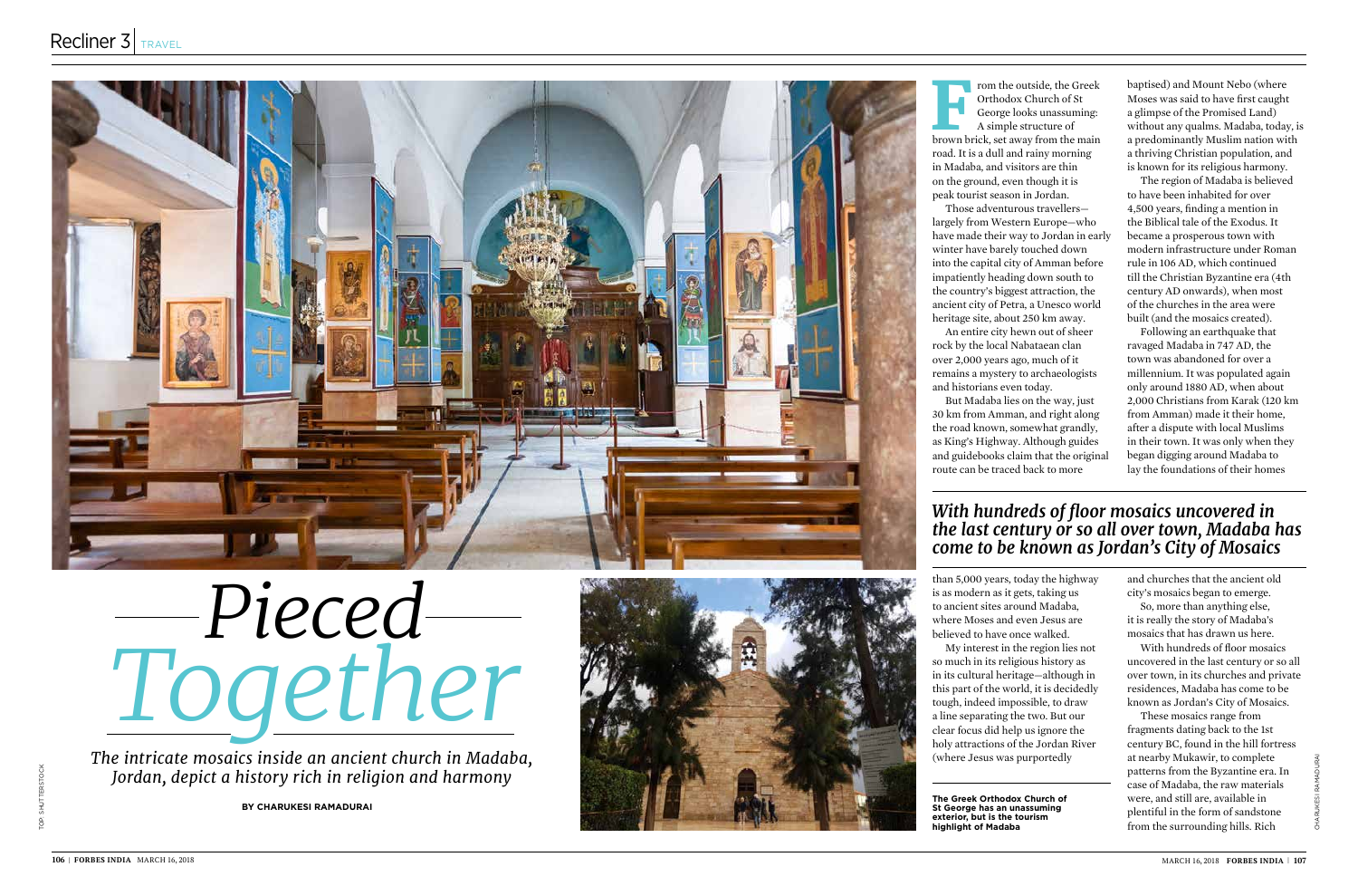# Pieced Together

*The intricate mosaics inside an ancient church in Madaba, Jordan, depict a history rich in religion and harmony*

**BY CHARUKESI RAMADURAI**

From the outside, the Greek Orthodox Church of St George looks unassuming: A simple structure of brown brick, set away from the main road. It is a dull and rainy morning in Madaba, and visitors are thin on the ground, even though it is peak tourist season in Jordan.

Those adventurous travellers—largely from Western Europe—who have made their way to Jordan in early winter have barely touched down into the capital city of Amman before impatiently heading down south to the country's biggest attraction, the ancient city of Petra, a Unesco world heritage site, about 250 km away.

An entire city hewn out of sheer rock by the local Nabataean clan over 2,000 years ago, much of it remains a mystery to archaeologists and historians even today.

But Madaba lies on the way, just 30 km from Amman, and right along the road known, somewhat grandly, as King's Highway. Although guides and guidebooks claim that the original route can be traced back to more than 5,000 years, today the highway is as modern as it gets, taking us to ancient sites around Madaba, where Moses and even Jesus are believed to have once walked.

My interest in the region lies not so much in its religious history as in its cultural heritage—although in this part of the world, it is decidedly tough, indeed impossible, to draw a line separating the two. But our clear focus did help us ignore the holy attractions of the Jordan River (where Jesus was purportedly baptised) and Mount Nebo (where Moses was said to have first caught a glimpse of the Promised Land) without any qualms. Madaba, today, is a predominantly Muslim nation with a thriving Christian population, and is known for its religious harmony.

The region of Madaba is believed to have been inhabited for over 4,500 years, finding a mention in the Biblical tale of the Exodus. It became a prosperous town with modern infrastructure under Roman rule in 106 AD, which continued till the Christian Byzantine era (4th century AD onwards), when most of the churches in the area were built (and the mosaics created).

Following an earthquake that ravaged Madaba in 747 AD, the town was abandoned for over a millennium. It was populated again only around 1880 AD, when about 2,000 Christians from Karak (120 km from Amman) made it their home, after a dispute with local Muslims in their town. It was only when they began digging around Madaba to lay the foundations of their homes and churches that the ancient old city's mosaics began to emerge.

***With hundreds of floor mosaics uncovered in the last century or so all over town, Madaba has come to be known as Jordan's City of Mosaics***

So, more than anything else, it is really the story of Madaba's mosaics that has drawn us here.

With hundreds of floor mosaics uncovered in the last century or so all over town, in its churches and private residences, Madaba has come to be known as Jordan's City of Mosaics.

These mosaics range from fragments dating back to the 1st century BC, found in the hill fortress at nearby Mukawir, to complete patterns from the Byzantine era. In case of Madaba, the raw materials were, and still are, available in plentiful in the form of sandstone from the surrounding hills. Rich

**The Greek Orthodox Church of St George has an unassuming exterior, but is the tourism highlight of Madaba**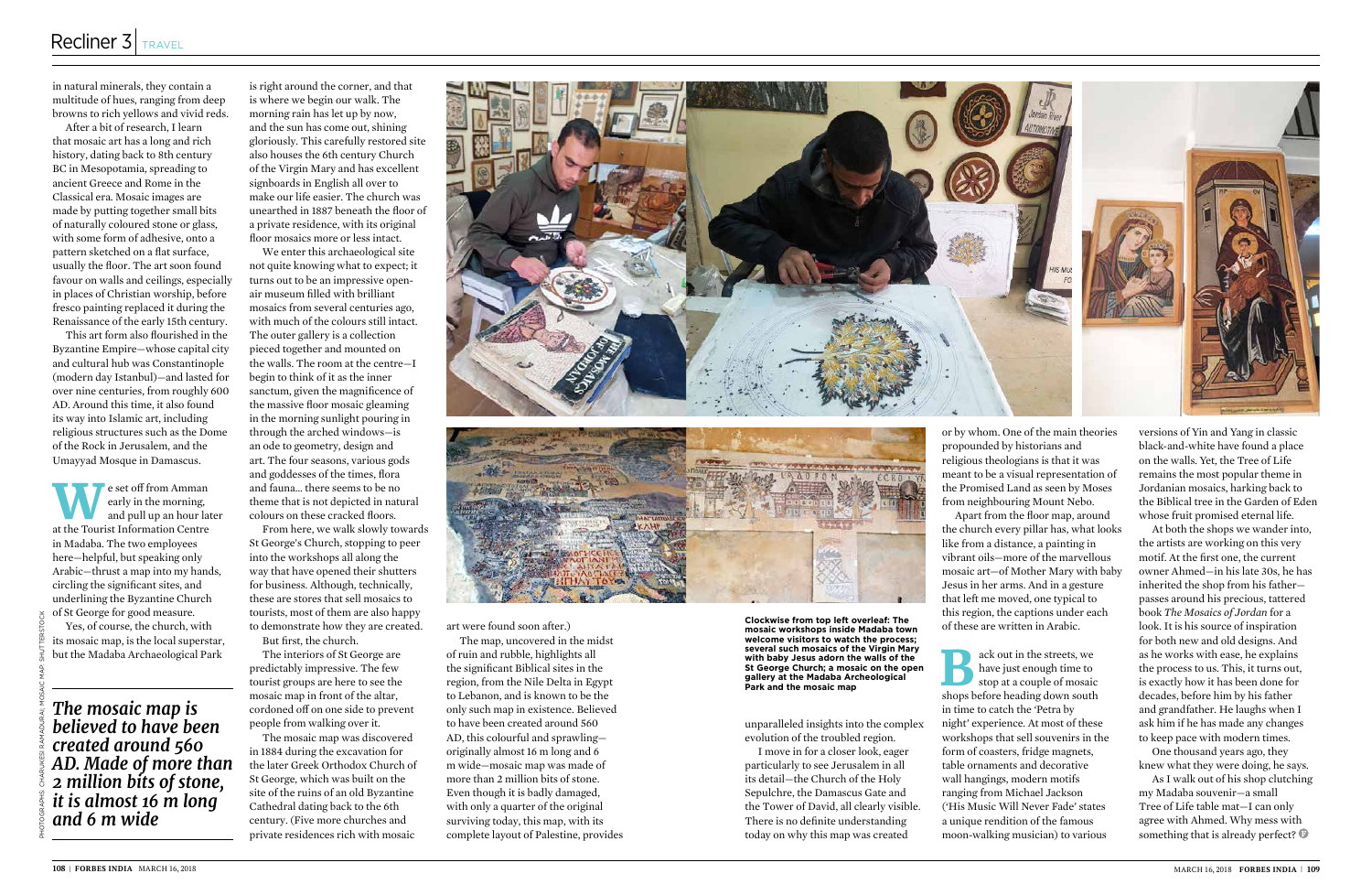in natural minerals, they contain a multitude of hues, ranging from deep browns to rich yellows and vivid reds.

After a bit of research, I learn that mosaic art has a long and rich history, dating back to 8th century BC in Mesopotamia, spreading to ancient Greece and Rome in the Classical era. Mosaic images are made by putting together small bits of naturally coloured stone or glass, with some form of adhesive, onto a pattern sketched on a flat surface, usually the floor. The art soon found favour on walls and ceilings, especially in places of Christian worship, before fresco painting replaced it during the Renaissance of the early 15th century.

This art form also flourished in the Byzantine Empire—whose capital city and cultural hub was Constantinople (modern day Istanbul)—and lasted for over nine centuries, from roughly 600 AD. Around this time, it also found its way into Islamic art, including religious structures such as the Dome of the Rock in Jerusalem, and the Umayyad Mosque in Damascus.

We set off from Amman early in the morning, and pull up an hour later at the Tourist Information Centre in Madaba. The two employees here—helpful, but speaking only Arabic—thrust a map into my hands, circling the significant sites, and underlining the Byzantine Church of St George for good measure.

Yes, of course, the church, with its mosaic map, is the local superstar, but the Madaba Archaeological Park is right around the corner, and that is where we begin our walk. The morning rain has let up by now, and the sun has come out, shining gloriously. This carefully restored site also houses the 6th century Church of the Virgin Mary and has excellent signboards in English all over to make our life easier. The church was unearthed in 1887 beneath the floor of a private residence, with its original floor mosaics more or less intact.

*The mosaic map is believed to have been created around 560 AD. Made of more than 2 million bits of stone, it is almost 16 m long and 6 m wide*

We enter this archaeological site not quite knowing what to expect; it turns out to be an impressive open-air museum filled with brilliant mosaics from several centuries ago, with much of the colours still intact. The outer gallery is a collection pieced together and mounted on the walls. The room at the centre—I begin to think of it as the inner sanctum, given the magnificence of the massive floor mosaic gleaming in the morning sunlight pouring in through the arched windows—is an ode to geometry, design and art. The four seasons, various gods and goddesses of the times, flora and fauna... there seems to be no theme that is not depicted in natural colours on these cracked floors.

From here, we walk slowly towards St George's Church, stopping to peer into the workshops all along the way that have opened their shutters for business. Although, technically, these are stores that sell mosaics to tourists, most of them are also happy to demonstrate how they are created.

But first, the church.

The interiors of St George are predictably impressive. The few tourist groups are here to see the mosaic map in front of the altar, cordoned off on one side to prevent people from walking over it.

The mosaic map was discovered in 1884 during the excavation for the later Greek Orthodox Church of St George, which was built on the site of the ruins of an old Byzantine Cathedral dating back to the 6th century. (Five more churches and private residences rich with mosaic art were found soon after.)

The map, uncovered in the midst of ruin and rubble, highlights all the significant Biblical sites in the region, from the Nile Delta in Egypt to Lebanon, and is known to be the only such map in existence. Believed to have been created around 560 AD, this colourful and sprawling—originally almost 16 m long and 6 m wide—mosaic map was made of more than 2 million bits of stone. Even though it is badly damaged, with only a quarter of the original surviving today, this map, with its complete layout of Palestine, provides unparalleled insights into the complex evolution of the troubled region.

**Clockwise from top left overleaf: The mosaic workshops inside Madaba town welcome visitors to watch the process; several such mosaics of the Virgin Mary with baby Jesus adorn the walls of the St George Church; a mosaic on the open gallery at the Madaba Archeological Park and the mosaic map**

I move in for a closer look, eager particularly to see Jerusalem in all its detail—the Church of the Holy Sepulchre, the Damascus Gate and the Tower of David, all clearly visible. There is no definite understanding today on why this map was created or by whom. One of the main theories propounded by historians and religious theologians is that it was meant to be a visual representation of the Promised Land as seen by Moses from neighbouring Mount Nebo.

Apart from the floor map, around the church every pillar has, what looks like from a distance, a painting in vibrant oils—more of the marvellous mosaic art—of Mother Mary with baby Jesus in her arms. And in a gesture that left me moved, one typical to this region, the captions under each of these are written in Arabic.

Back out in the streets, we have just enough time to stop at a couple of mosaic shops before heading down south in time to catch the 'Petra by night' experience. At most of these workshops that sell souvenirs in the form of coasters, fridge magnets, table ornaments and decorative wall hangings, modern motifs ranging from Michael Jackson ('His Music Will Never Fade' states a unique rendition of the famous moon-walking musician) to various versions of Yin and Yang in classic black-and-white have found a place on the walls. Yet, the Tree of Life remains the most popular theme in Jordanian mosaics, harking back to the Biblical tree in the Garden of Eden whose fruit promised eternal life.

At both the shops we wander into, the artists are working on this very motif. At the first one, the current owner Ahmed—in his late 30s, he has inherited the shop from his father—passes around his precious, tattered book *The Mosaics of Jordan* for a look. It is his source of inspiration for both new and old designs. And as he works with ease, he explains the process to us. This, it turns out, is exactly how it has been done for decades, before him by his father and grandfather. He laughs when I ask him if he has made any changes to keep pace with modern times.

One thousand years ago, they knew what they were doing, he says.

As I walk out of his shop clutching my Madaba souvenir—a small Tree of Life table mat—I can only agree with Ahmed. Why mess with something that is already perfect?